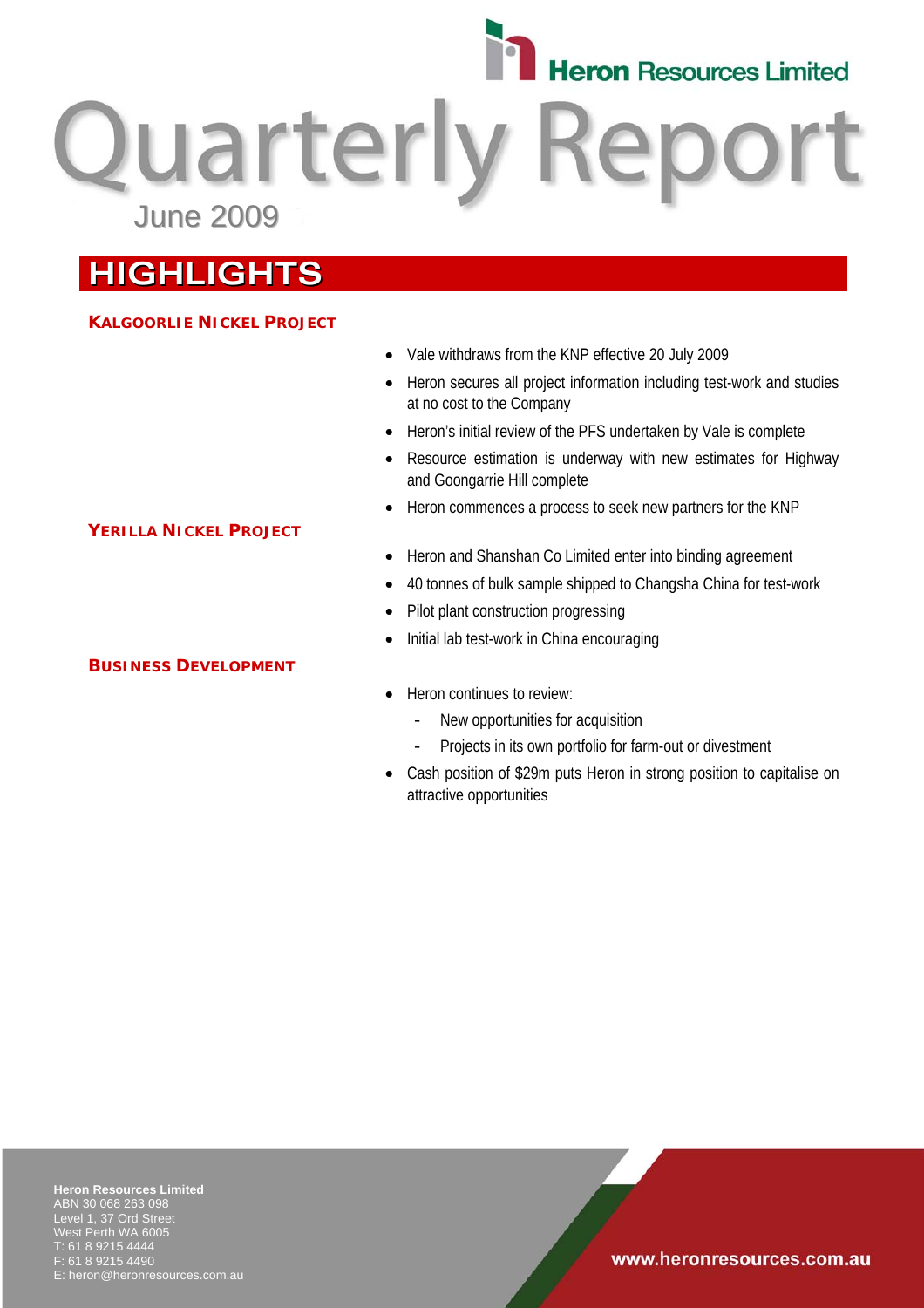**Heron Resources Limited**

# Quarterly Report

June 2009

## HIGHLIGHTS

### KALGOORLIE NICKEL PROJECT

- Vale withdraws from the KNP effective 20 July 2009
- Heron secures all project information including test-work and studies at no cost to the Company
- Heron's initial review of the PFS undertaken by Vale is complete
- Resource estimation is underway with new estimates for Highway and Goongarrie Hill complete
- Heron commences a process to seek new partners for the KNP

### YERILLA NICKEL PROJECT

- Heron and Shanshan Co Limited enter into binding agreement
- 40 tonnes of bulk sample shipped to Changsha China for test-work
- Pilot plant construction progressing
- Initial lab test-work in China encouraging

### BUSINESS DEVELOPMENT

- Heron continues to review:
  - New opportunities for acquisition
  - Projects in its own portfolio for farm-out or divestment
- Cash position of $29m puts Heron in strong position to capitalise on attractive opportunities

**Heron Resources Limited**
ABN 30 068 263 098
Level 1, 37 Ord Street
West Perth WA 6005
T: 61 8 9215 4444
F: 61 8 9215 4490
E: heron@heronresources.com.au

www.heronresources.com.au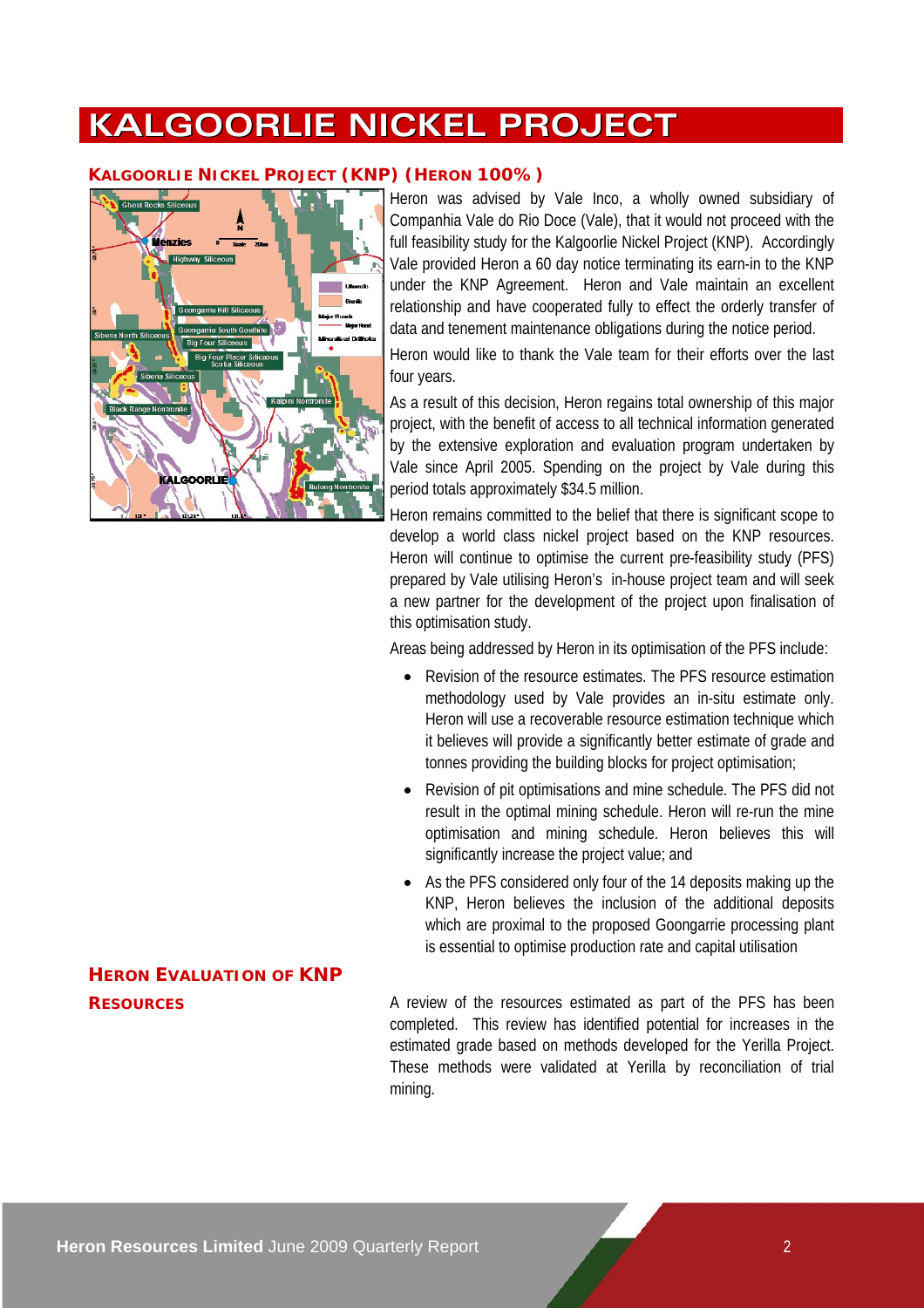# KALGOORLIE NICKEL PROJECT

## KALGOORLIE NICKEL PROJECT (KNP) (HERON 100%)

Heron was advised by Vale Inco, a wholly owned subsidiary of Companhia Vale do Rio Doce (Vale), that it would not proceed with the full feasibility study for the Kalgoorlie Nickel Project (KNP). Accordingly Vale provided Heron a 60 day notice terminating its earn-in to the KNP under the KNP Agreement. Heron and Vale maintain an excellent relationship and have cooperated fully to effect the orderly transfer of data and tenement maintenance obligations during the notice period.

Heron would like to thank the Vale team for their efforts over the last four years.

As a result of this decision, Heron regains total ownership of this major project, with the benefit of access to all technical information generated by the extensive exploration and evaluation program undertaken by Vale since April 2005. Spending on the project by Vale during this period totals approximately $34.5 million.

Heron remains committed to the belief that there is significant scope to develop a world class nickel project based on the KNP resources. Heron will continue to optimise the current pre-feasibility study (PFS) prepared by Vale utilising Heron's in-house project team and will seek a new partner for the development of the project upon finalisation of this optimisation study.

Areas being addressed by Heron in its optimisation of the PFS include:

- Revision of the resource estimates. The PFS resource estimation methodology used by Vale provides an in-situ estimate only. Heron will use a recoverable resource estimation technique which it believes will provide a significantly better estimate of grade and tonnes providing the building blocks for project optimisation;
- Revision of pit optimisations and mine schedule. The PFS did not result in the optimal mining schedule. Heron will re-run the mine optimisation and mining schedule. Heron believes this will significantly increase the project value; and
- As the PFS considered only four of the 14 deposits making up the KNP, Heron believes the inclusion of the additional deposits which are proximal to the proposed Goongarrie processing plant is essential to optimise production rate and capital utilisation

## HERON EVALUATION OF KNP RESOURCES

A review of the resources estimated as part of the PFS has been completed. This review has identified potential for increases in the estimated grade based on methods developed for the Yerilla Project. These methods were validated at Yerilla by reconciliation of trial mining.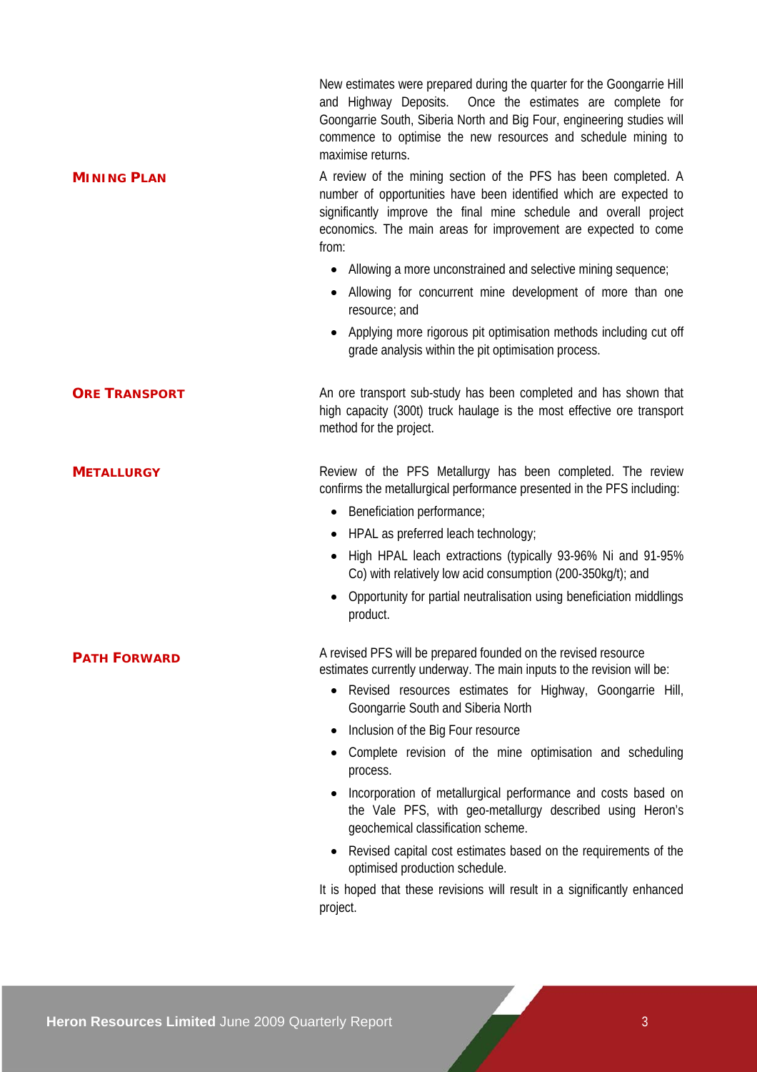New estimates were prepared during the quarter for the Goongarrie Hill and Highway Deposits. Once the estimates are complete for Goongarrie South, Siberia North and Big Four, engineering studies will commence to optimise the new resources and schedule mining to maximise returns.

## MINING PLAN

A review of the mining section of the PFS has been completed. A number of opportunities have been identified which are expected to significantly improve the final mine schedule and overall project economics. The main areas for improvement are expected to come from:

- Allowing a more unconstrained and selective mining sequence;
- Allowing for concurrent mine development of more than one resource; and
- Applying more rigorous pit optimisation methods including cut off grade analysis within the pit optimisation process.

## ORE TRANSPORT

An ore transport sub-study has been completed and has shown that high capacity (300t) truck haulage is the most effective ore transport method for the project.

## METALLURGY

Review of the PFS Metallurgy has been completed. The review confirms the metallurgical performance presented in the PFS including:

- Beneficiation performance;
- HPAL as preferred leach technology;
- High HPAL leach extractions (typically 93-96% Ni and 91-95% Co) with relatively low acid consumption (200-350kg/t); and
- Opportunity for partial neutralisation using beneficiation middlings product.

## PATH FORWARD

A revised PFS will be prepared founded on the revised resource estimates currently underway. The main inputs to the revision will be:

- Revised resources estimates for Highway, Goongarrie Hill, Goongarrie South and Siberia North
- Inclusion of the Big Four resource
- Complete revision of the mine optimisation and scheduling process.
- Incorporation of metallurgical performance and costs based on the Vale PFS, with geo-metallurgy described using Heron's geochemical classification scheme.
- Revised capital cost estimates based on the requirements of the optimised production schedule.

It is hoped that these revisions will result in a significantly enhanced project.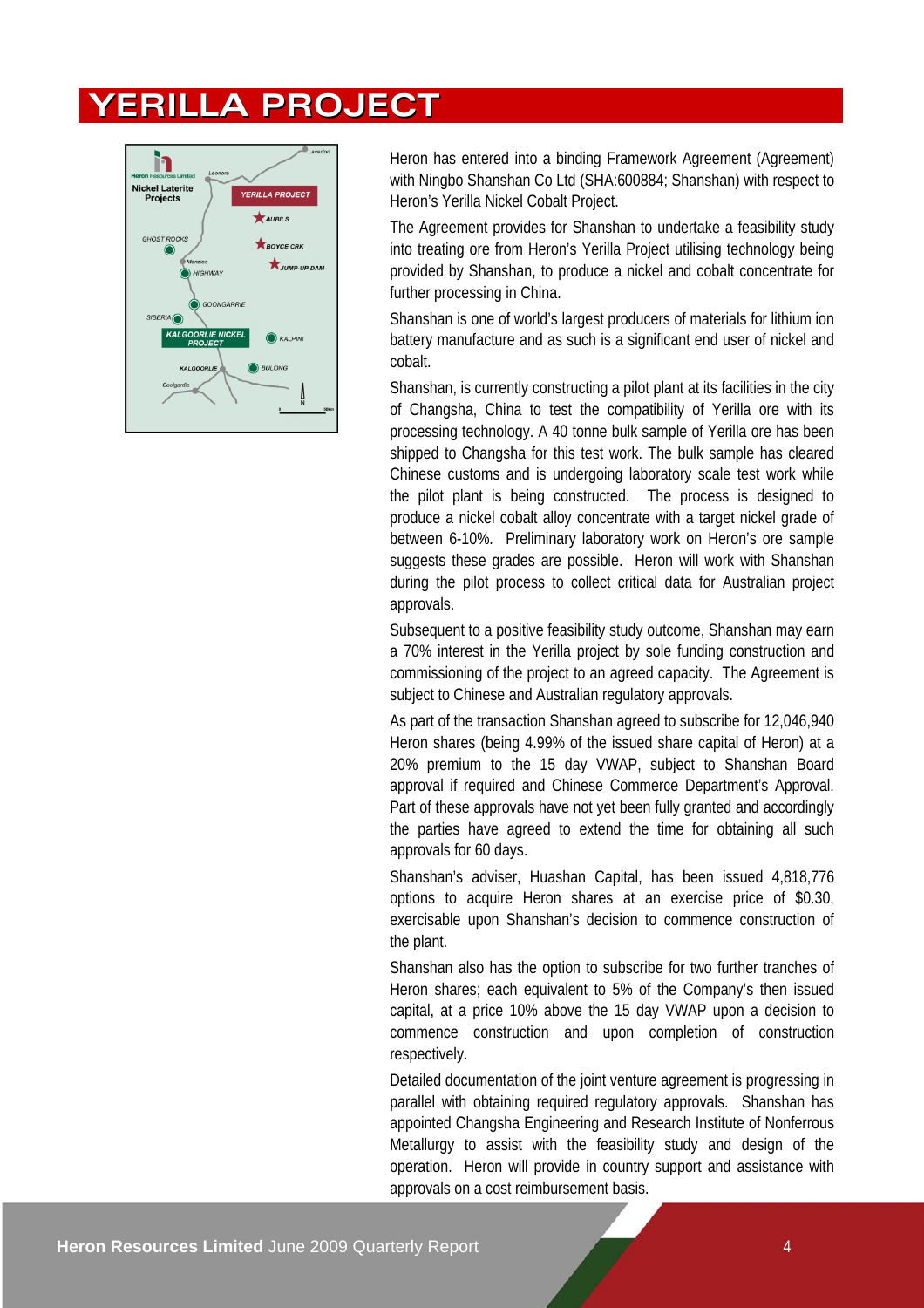# YERILLA PROJECT

Heron has entered into a binding Framework Agreement (Agreement) with Ningbo Shanshan Co Ltd (SHA:600884; Shanshan) with respect to Heron's Yerilla Nickel Cobalt Project.

The Agreement provides for Shanshan to undertake a feasibility study into treating ore from Heron's Yerilla Project utilising technology being provided by Shanshan, to produce a nickel and cobalt concentrate for further processing in China.

Shanshan is one of world's largest producers of materials for lithium ion battery manufacture and as such is a significant end user of nickel and cobalt.

Shanshan, is currently constructing a pilot plant at its facilities in the city of Changsha, China to test the compatibility of Yerilla ore with its processing technology. A 40 tonne bulk sample of Yerilla ore has been shipped to Changsha for this test work. The bulk sample has cleared Chinese customs and is undergoing laboratory scale test work while the pilot plant is being constructed. The process is designed to produce a nickel cobalt alloy concentrate with a target nickel grade of between 6-10%. Preliminary laboratory work on Heron's ore sample suggests these grades are possible. Heron will work with Shanshan during the pilot process to collect critical data for Australian project approvals.

Subsequent to a positive feasibility study outcome, Shanshan may earn a 70% interest in the Yerilla project by sole funding construction and commissioning of the project to an agreed capacity. The Agreement is subject to Chinese and Australian regulatory approvals.

As part of the transaction Shanshan agreed to subscribe for 12,046,940 Heron shares (being 4.99% of the issued share capital of Heron) at a 20% premium to the 15 day VWAP, subject to Shanshan Board approval if required and Chinese Commerce Department's Approval. Part of these approvals have not yet been fully granted and accordingly the parties have agreed to extend the time for obtaining all such approvals for 60 days.

Shanshan's adviser, Huashan Capital, has been issued 4,818,776 options to acquire Heron shares at an exercise price of $0.30, exercisable upon Shanshan's decision to commence construction of the plant.

Shanshan also has the option to subscribe for two further tranches of Heron shares; each equivalent to 5% of the Company's then issued capital, at a price 10% above the 15 day VWAP upon a decision to commence construction and upon completion of construction respectively.

Detailed documentation of the joint venture agreement is progressing in parallel with obtaining required regulatory approvals. Shanshan has appointed Changsha Engineering and Research Institute of Nonferrous Metallurgy to assist with the feasibility study and design of the operation. Heron will provide in country support and assistance with approvals on a cost reimbursement basis.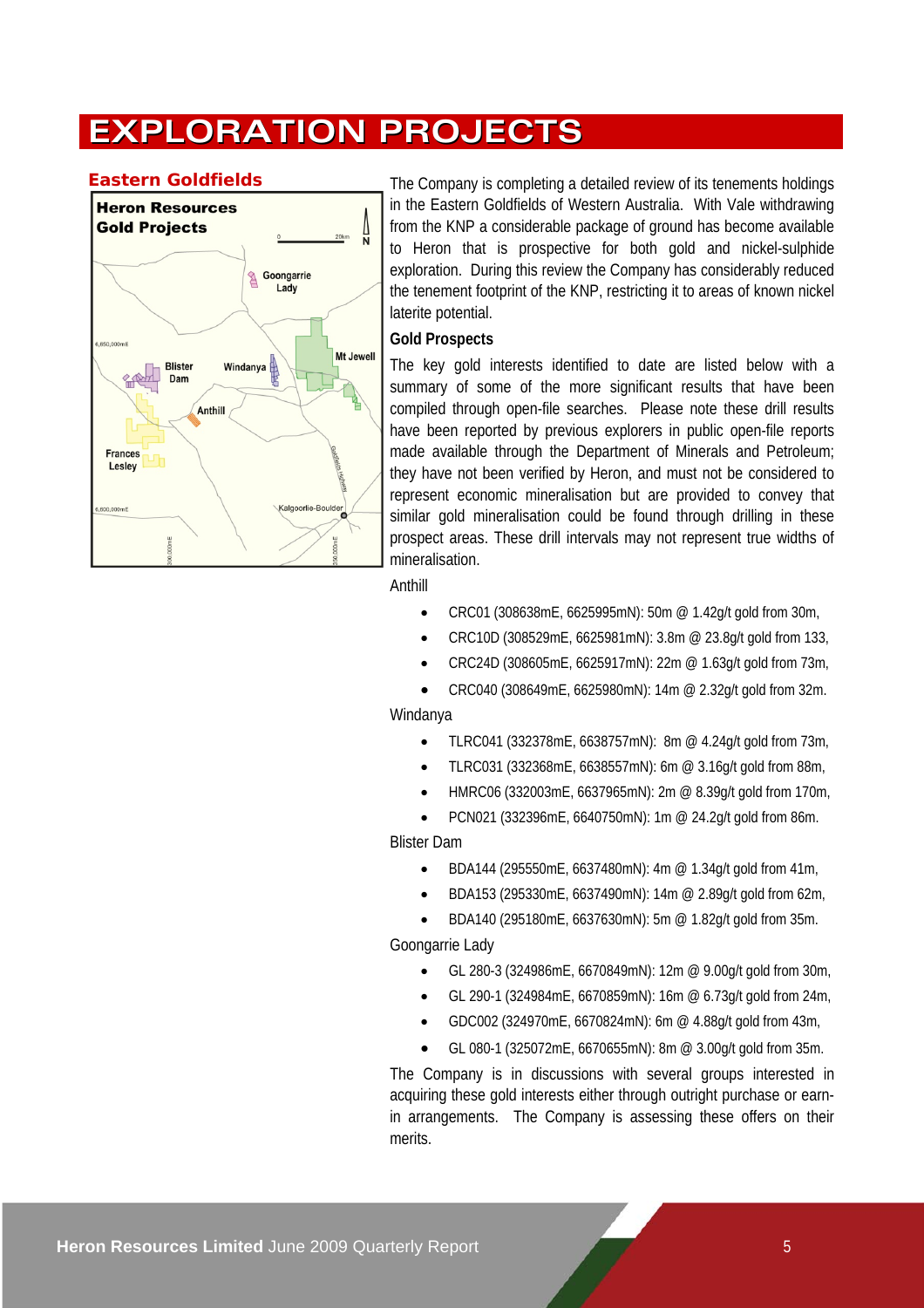# EXPLORATION PROJECTS

## Eastern Goldfields

The Company is completing a detailed review of its tenements holdings in the Eastern Goldfields of Western Australia. With Vale withdrawing from the KNP a considerable package of ground has become available to Heron that is prospective for both gold and nickel-sulphide exploration. During this review the Company has considerably reduced the tenement footprint of the KNP, restricting it to areas of known nickel laterite potential.

### Gold Prospects

The key gold interests identified to date are listed below with a summary of some of the more significant results that have been compiled through open-file searches. Please note these drill results have been reported by previous explorers in public open-file reports made available through the Department of Minerals and Petroleum; they have not been verified by Heron, and must not be considered to represent economic mineralisation but are provided to convey that similar gold mineralisation could be found through drilling in these prospect areas. These drill intervals may not represent true widths of mineralisation.

Anthill

- CRC01 (308638mE, 6625995mN): 50m @ 1.42g/t gold from 30m,
- CRC10D (308529mE, 6625981mN): 3.8m @ 23.8g/t gold from 133,
- CRC24D (308605mE, 6625917mN): 22m @ 1.63g/t gold from 73m,
- CRC040 (308649mE, 6625980mN): 14m @ 2.32g/t gold from 32m.

Windanya

- TLRC041 (332378mE, 6638757mN): 8m @ 4.24g/t gold from 73m,
- TLRC031 (332368mE, 6638557mN): 6m @ 3.16g/t gold from 88m,
- HMRC06 (332003mE, 6637965mN): 2m @ 8.39g/t gold from 170m,
- PCN021 (332396mE, 6640750mN): 1m @ 24.2g/t gold from 86m.

Blister Dam

- BDA144 (295550mE, 6637480mN): 4m @ 1.34g/t gold from 41m,
- BDA153 (295330mE, 6637490mN): 14m @ 2.89g/t gold from 62m,
- BDA140 (295180mE, 6637630mN): 5m @ 1.82g/t gold from 35m.

Goongarrie Lady

- GL 280-3 (324986mE, 6670849mN): 12m @ 9.00g/t gold from 30m,
- GL 290-1 (324984mE, 6670859mN): 16m @ 6.73g/t gold from 24m,
- GDC002 (324970mE, 6670824mN): 6m @ 4.88g/t gold from 43m,
- GL 080-1 (325072mE, 6670655mN): 8m @ 3.00g/t gold from 35m.

The Company is in discussions with several groups interested in acquiring these gold interests either through outright purchase or earn-in arrangements. The Company is assessing these offers on their merits.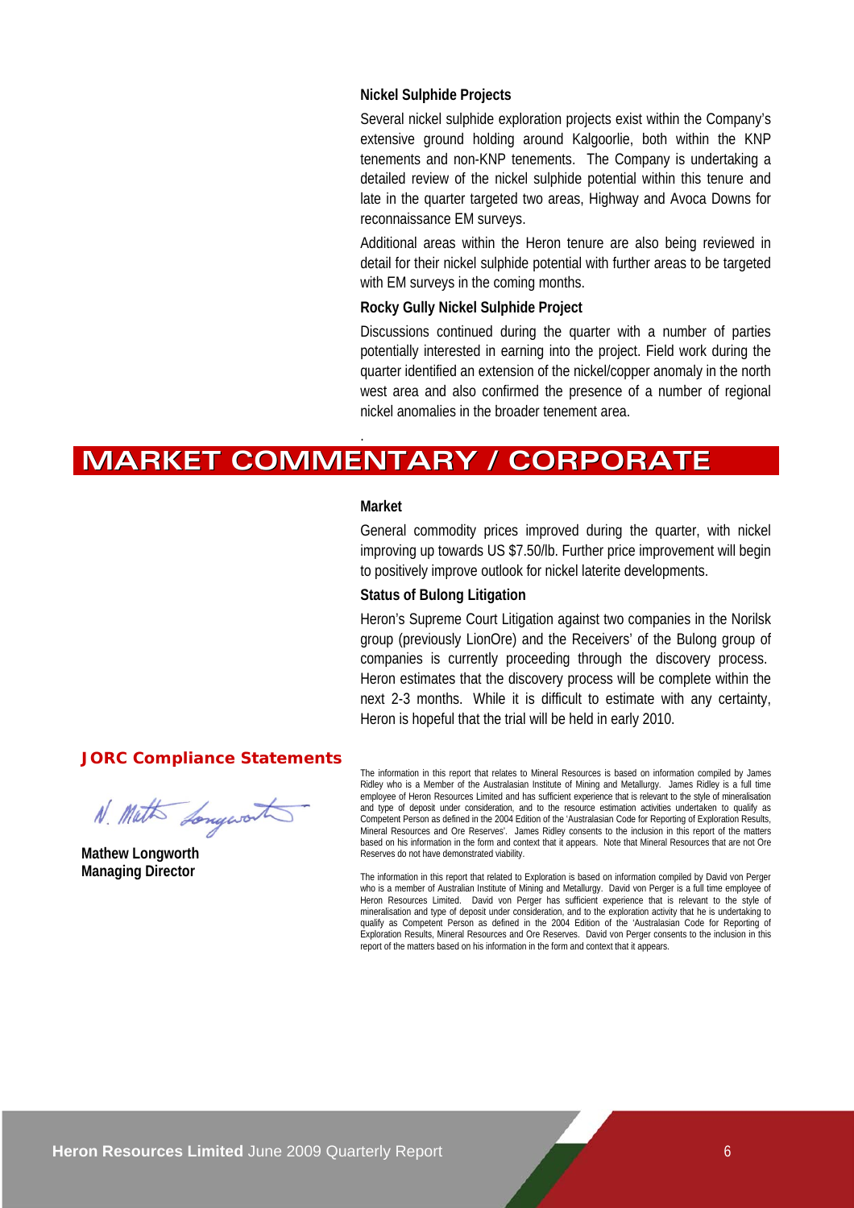### Nickel Sulphide Projects

Several nickel sulphide exploration projects exist within the Company's extensive ground holding around Kalgoorlie, both within the KNP tenements and non-KNP tenements. The Company is undertaking a detailed review of the nickel sulphide potential within this tenure and late in the quarter targeted two areas, Highway and Avoca Downs for reconnaissance EM surveys.

Additional areas within the Heron tenure are also being reviewed in detail for their nickel sulphide potential with further areas to be targeted with EM surveys in the coming months.

### Rocky Gully Nickel Sulphide Project

Discussions continued during the quarter with a number of parties potentially interested in earning into the project. Field work during the quarter identified an extension of the nickel/copper anomaly in the north west area and also confirmed the presence of a number of regional nickel anomalies in the broader tenement area.

## MARKET COMMENTARY / CORPORATE

### Market

General commodity prices improved during the quarter, with nickel improving up towards US $7.50/lb. Further price improvement will begin to positively improve outlook for nickel laterite developments.

### Status of Bulong Litigation

Heron's Supreme Court Litigation against two companies in the Norilsk group (previously LionOre) and the Receivers' of the Bulong group of companies is currently proceeding through the discovery process. Heron estimates that the discovery process will be complete within the next 2-3 months. While it is difficult to estimate with any certainty, Heron is hopeful that the trial will be held in early 2010.

**Mathew Longworth**
**Managing Director**

### JORC Compliance Statements

The information in this report that relates to Mineral Resources is based on information compiled by James Ridley who is a Member of the Australasian Institute of Mining and Metallurgy. James Ridley is a full time employee of Heron Resources Limited and has sufficient experience that is relevant to the style of mineralisation and type of deposit under consideration, and to the resource estimation activities undertaken to qualify as Competent Person as defined in the 2004 Edition of the 'Australasian Code for Reporting of Exploration Results, Mineral Resources and Ore Reserves'. James Ridley consents to the inclusion in this report of the matters based on his information in the form and context that it appears. Note that Mineral Resources that are not Ore Reserves do not have demonstrated viability.

The information in this report that related to Exploration is based on information compiled by David von Perger who is a member of Australian Institute of Mining and Metallurgy. David von Perger is a full time employee of Heron Resources Limited. David von Perger has sufficient experience that is relevant to the style of mineralisation and type of deposit under consideration, and to the exploration activity that he is undertaking to qualify as Competent Person as defined in the 2004 Edition of the 'Australasian Code for Reporting of Exploration Results, Mineral Resources and Ore Reserves. David von Perger consents to the inclusion in this report of the matters based on his information in the form and context that it appears.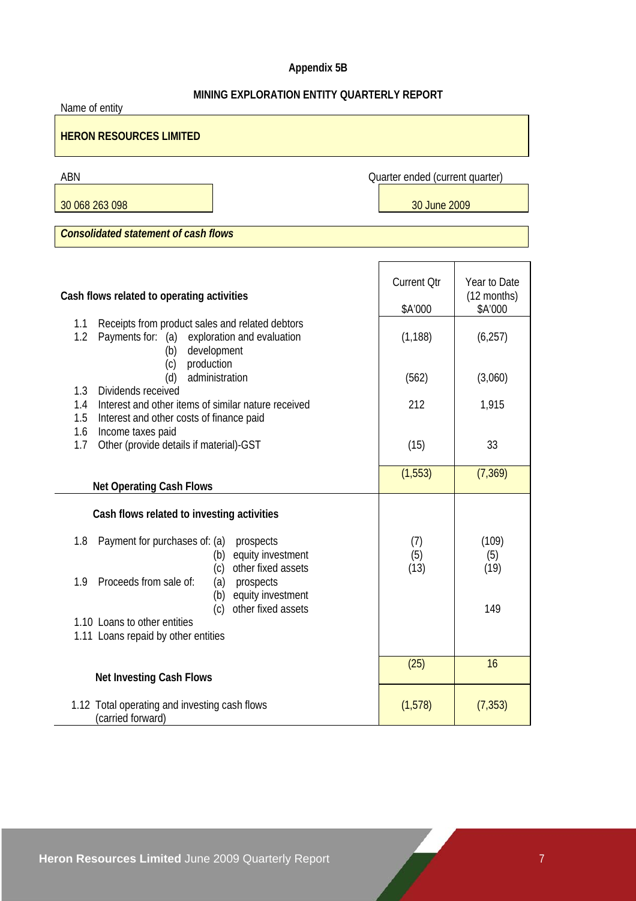**Appendix 5B**

**MINING EXPLORATION ENTITY QUARTERLY REPORT**

Name of entity

**HERON RESOURCES LIMITED**

| ABN | Quarter ended (current quarter) |
|---|---|
| 30 068 263 098 | 30 June 2009 |

***Consolidated statement of cash flows***

| Cash flows related to operating activities | Current Qtr $A'000 | Year to Date (12 months) $A'000 |
|---|---|---|
| 1.1 Receipts from product sales and related debtors | | |
| 1.2 Payments for: (a) exploration and evaluation | (1,188) | (6,257) |
| (b) development | | |
| (c) production | | |
| (d) administration | (562) | (3,060) |
| 1.3 Dividends received | | |
| 1.4 Interest and other items of similar nature received | 212 | 1,915 |
| 1.5 Interest and other costs of finance paid | | |
| 1.6 Income taxes paid | | |
| 1.7 Other (provide details if material)-GST | (15) | 33 |
| **Net Operating Cash Flows** | (1,553) | (7,369) |
| **Cash flows related to investing activities** | | |
| 1.8 Payment for purchases of: (a) prospects | (7) | (109) |
| (b) equity investment | (5) | (5) |
| (c) other fixed assets | (13) | (19) |
| 1.9 Proceeds from sale of: (a) prospects | | |
| (b) equity investment | | |
| (c) other fixed assets | | 149 |
| 1.10 Loans to other entities | | |
| 1.11 Loans repaid by other entities | | |
| **Net Investing Cash Flows** | (25) | 16 |
| 1.12 Total operating and investing cash flows (carried forward) | (1,578) | (7,353) |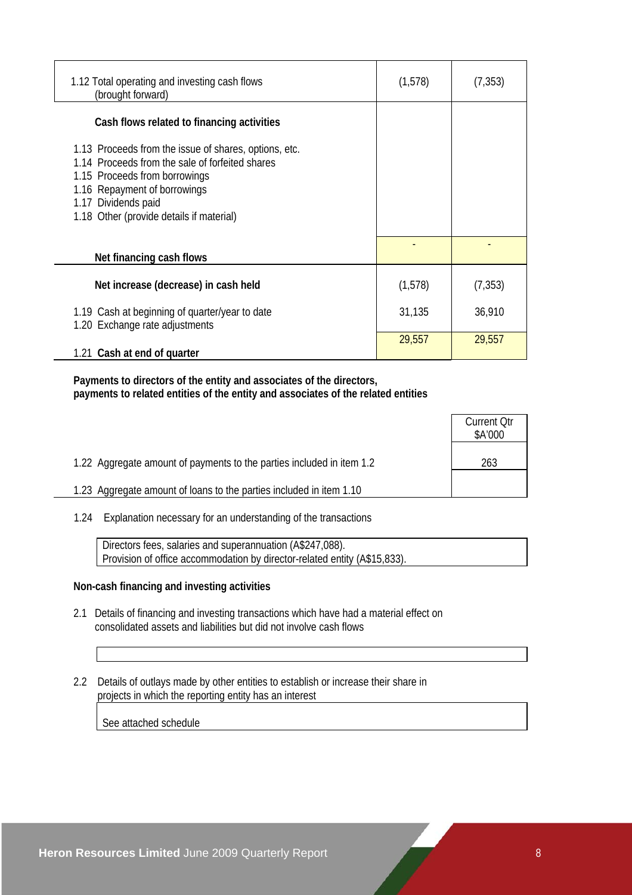| | | |
|---|---|---|
| 1.12 Total operating and investing cash flows (brought forward) | (1,578) | (7,353) |
| **Cash flows related to financing activities** | | |
| 1.13 Proceeds from the issue of shares, options, etc. | | |
| 1.14 Proceeds from the sale of forfeited shares | | |
| 1.15 Proceeds from borrowings | | |
| 1.16 Repayment of borrowings | | |
| 1.17 Dividends paid | | |
| 1.18 Other (provide details if material) | | |
| **Net financing cash flows** | - | - |
| **Net increase (decrease) in cash held** | (1,578) | (7,353) |
| 1.19 Cash at beginning of quarter/year to date | 31,135 | 36,910 |
| 1.20 Exchange rate adjustments | | |
| 1.21 **Cash at end of quarter** | 29,557 | 29,557 |

**Payments to directors of the entity and associates of the directors, payments to related entities of the entity and associates of the related entities**

| | Current Qtr $A'000 |
|---|---|
| 1.22 Aggregate amount of payments to the parties included in item 1.2 | 263 |
| 1.23 Aggregate amount of loans to the parties included in item 1.10 | |

1.24 Explanation necessary for an understanding of the transactions

Directors fees, salaries and superannuation (A$247,088).
Provision of office accommodation by director-related entity (A$15,833).

**Non-cash financing and investing activities**

2.1 Details of financing and investing transactions which have had a material effect on consolidated assets and liabilities but did not involve cash flows

2.2 Details of outlays made by other entities to establish or increase their share in projects in which the reporting entity has an interest

See attached schedule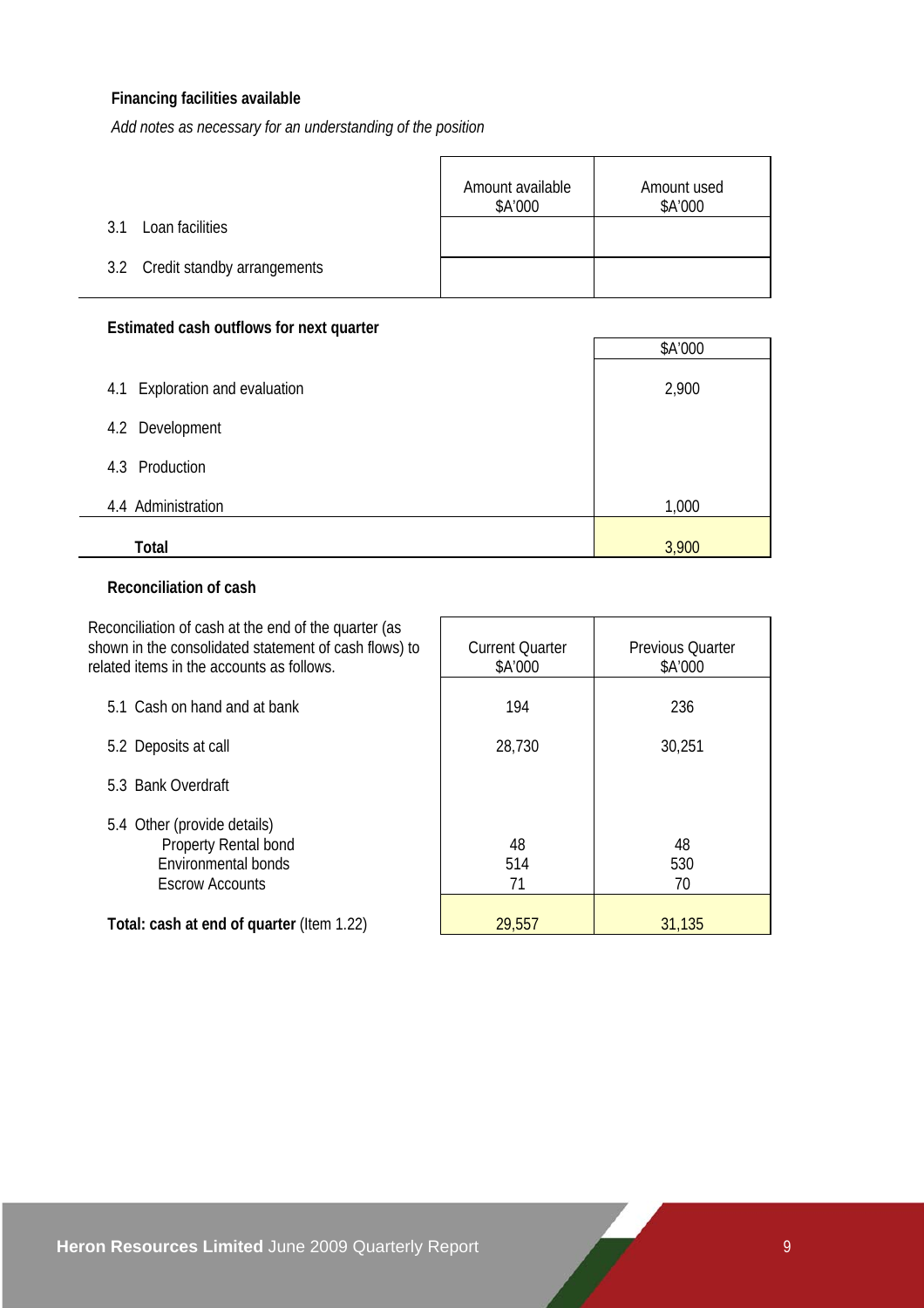**Financing facilities available**

*Add notes as necessary for an understanding of the position*

| | Amount available $A'000 | Amount used $A'000 |
|---|---|---|
| 3.1 Loan facilities | | |
| 3.2 Credit standby arrangements | | |

**Estimated cash outflows for next quarter**

| | $A'000 |
|---|---|
| 4.1 Exploration and evaluation | 2,900 |
| 4.2 Development | |
| 4.3 Production | |
| 4.4 Administration | 1,000 |
| **Total** | 3,900 |

**Reconciliation of cash**

| Reconciliation of cash at the end of the quarter (as shown in the consolidated statement of cash flows) to related items in the accounts as follows. | Current Quarter $A'000 | Previous Quarter $A'000 |
|---|---|---|
| 5.1 Cash on hand and at bank | 194 | 236 |
| 5.2 Deposits at call | 28,730 | 30,251 |
| 5.3 Bank Overdraft | | |
| 5.4 Other (provide details) | | |
| Property Rental bond | 48 | 48 |
| Environmental bonds | 514 | 530 |
| Escrow Accounts | 71 | 70 |
| **Total: cash at end of quarter** (Item 1.22) | 29,557 | 31,135 |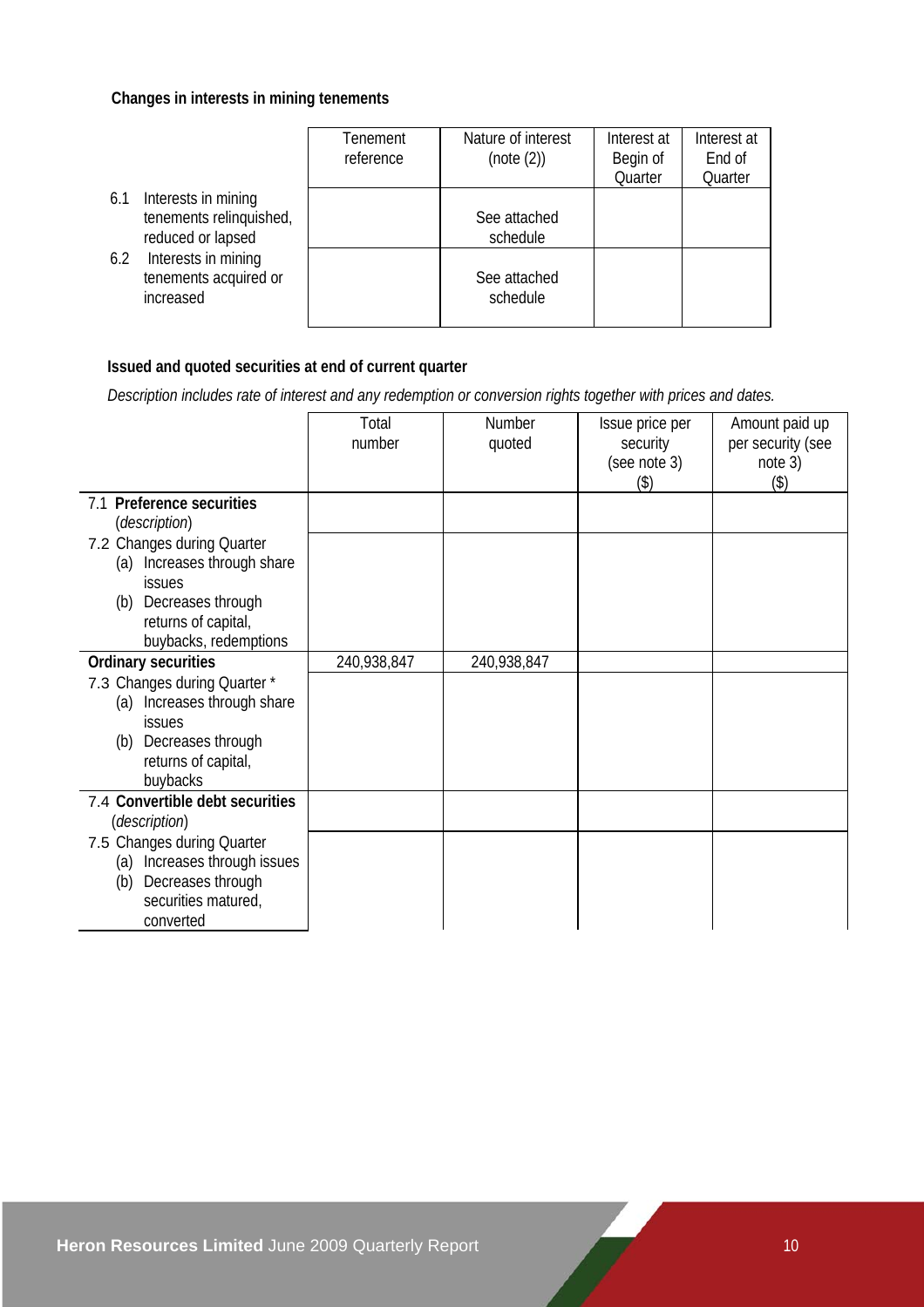### Changes in interests in mining tenements

| | Tenement reference | Nature of interest (note (2)) | Interest at Begin of Quarter | Interest at End of Quarter |
|---|---|---|---|---|
| 6.1 Interests in mining tenements relinquished, reduced or lapsed | | See attached schedule | | |
| 6.2 Interests in mining tenements acquired or increased | | See attached schedule | | |

### Issued and quoted securities at end of current quarter

*Description includes rate of interest and any redemption or conversion rights together with prices and dates.*

| | Total number | Number quoted | Issue price per security (see note 3) ($) | Amount paid up per security (see note 3) ($) |
|---|---|---|---|---|
| 7.1 **Preference securities** (*description*) | | | | |
| 7.2 Changes during Quarter (a) Increases through share issues (b) Decreases through returns of capital, buybacks, redemptions | | | | |
| **Ordinary securities** | 240,938,847 | 240,938,847 | | |
| 7.3 Changes during Quarter * (a) Increases through share issues (b) Decreases through returns of capital, buybacks | | | | |
| 7.4 **Convertible debt securities** (*description*) | | | | |
| 7.5 Changes during Quarter (a) Increases through issues (b) Decreases through securities matured, converted | | | | |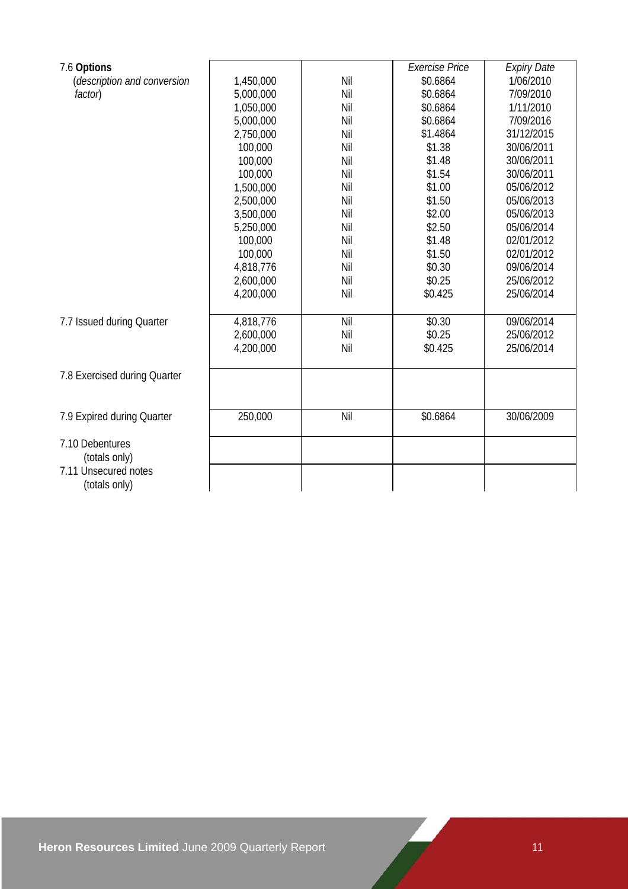| | | | Exercise Price | Expiry Date |
|---|---|---|---|---|
| 7.6 **Options** (*description and conversion factor*) | 1,450,000 | Nil | $0.6864 | 1/06/2010 |
| | 5,000,000 | Nil | $0.6864 | 7/09/2010 |
| | 1,050,000 | Nil | $0.6864 | 1/11/2010 |
| | 5,000,000 | Nil | $0.6864 | 7/09/2016 |
| | 2,750,000 | Nil | $1.4864 | 31/12/2015 |
| | 100,000 | Nil | $1.38 | 30/06/2011 |
| | 100,000 | Nil | $1.48 | 30/06/2011 |
| | 100,000 | Nil | $1.54 | 30/06/2011 |
| | 1,500,000 | Nil | $1.00 | 05/06/2012 |
| | 2,500,000 | Nil | $1.50 | 05/06/2013 |
| | 3,500,000 | Nil | $2.00 | 05/06/2013 |
| | 5,250,000 | Nil | $2.50 | 05/06/2014 |
| | 100,000 | Nil | $1.48 | 02/01/2012 |
| | 100,000 | Nil | $1.50 | 02/01/2012 |
| | 4,818,776 | Nil | $0.30 | 09/06/2014 |
| | 2,600,000 | Nil | $0.25 | 25/06/2012 |
| | 4,200,000 | Nil | $0.425 | 25/06/2014 |
| 7.7 Issued during Quarter | 4,818,776 | Nil | $0.30 | 09/06/2014 |
| | 2,600,000 | Nil | $0.25 | 25/06/2012 |
| | 4,200,000 | Nil | $0.425 | 25/06/2014 |
| 7.8 Exercised during Quarter | | | | |
| 7.9 Expired during Quarter | 250,000 | Nil | $0.6864 | 30/06/2009 |
| 7.10 Debentures (totals only) | | | | |
| 7.11 Unsecured notes (totals only) | | | | |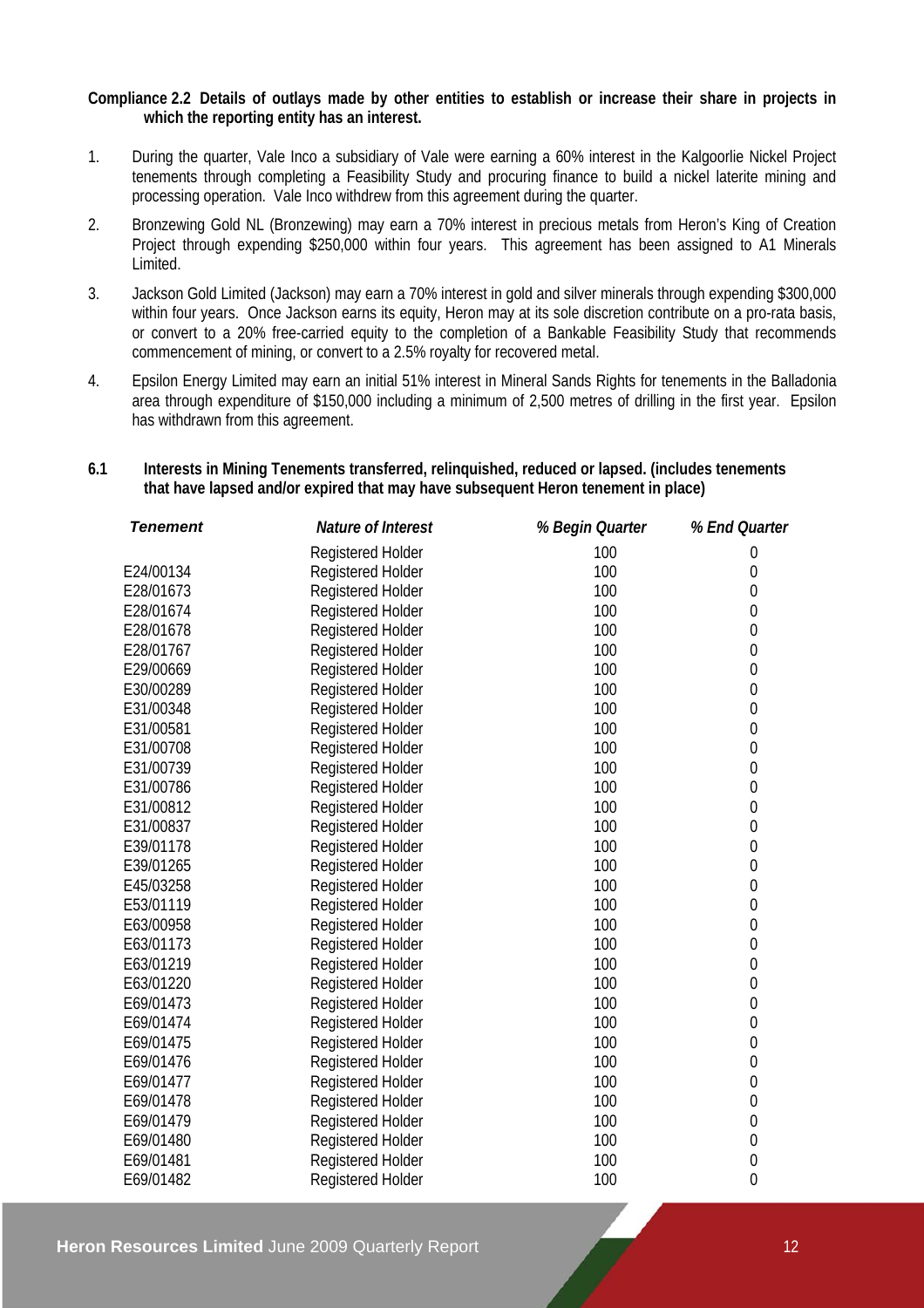**Compliance 2.2 Details of outlays made by other entities to establish or increase their share in projects in which the reporting entity has an interest.**

1. During the quarter, Vale Inco a subsidiary of Vale were earning a 60% interest in the Kalgoorlie Nickel Project tenements through completing a Feasibility Study and procuring finance to build a nickel laterite mining and processing operation. Vale Inco withdrew from this agreement during the quarter.
2. Bronzewing Gold NL (Bronzewing) may earn a 70% interest in precious metals from Heron's King of Creation Project through expending $250,000 within four years. This agreement has been assigned to A1 Minerals Limited.
3. Jackson Gold Limited (Jackson) may earn a 70% interest in gold and silver minerals through expending $300,000 within four years. Once Jackson earns its equity, Heron may at its sole discretion contribute on a pro-rata basis, or convert to a 20% free-carried equity to the completion of a Bankable Feasibility Study that recommends commencement of mining, or convert to a 2.5% royalty for recovered metal.
4. Epsilon Energy Limited may earn an initial 51% interest in Mineral Sands Rights for tenements in the Balladonia area through expenditure of $150,000 including a minimum of 2,500 metres of drilling in the first year. Epsilon has withdrawn from this agreement.

**6.1 Interests in Mining Tenements transferred, relinquished, reduced or lapsed. (includes tenements that have lapsed and/or expired that may have subsequent Heron tenement in place)**

| *Tenement* | *Nature of Interest* | *% Begin Quarter* | *% End Quarter* |
|---|---|---|---|
| | Registered Holder | 100 | 0 |
| E24/00134 | Registered Holder | 100 | 0 |
| E28/01673 | Registered Holder | 100 | 0 |
| E28/01674 | Registered Holder | 100 | 0 |
| E28/01678 | Registered Holder | 100 | 0 |
| E28/01767 | Registered Holder | 100 | 0 |
| E29/00669 | Registered Holder | 100 | 0 |
| E30/00289 | Registered Holder | 100 | 0 |
| E31/00348 | Registered Holder | 100 | 0 |
| E31/00581 | Registered Holder | 100 | 0 |
| E31/00708 | Registered Holder | 100 | 0 |
| E31/00739 | Registered Holder | 100 | 0 |
| E31/00786 | Registered Holder | 100 | 0 |
| E31/00812 | Registered Holder | 100 | 0 |
| E31/00837 | Registered Holder | 100 | 0 |
| E39/01178 | Registered Holder | 100 | 0 |
| E39/01265 | Registered Holder | 100 | 0 |
| E45/03258 | Registered Holder | 100 | 0 |
| E53/01119 | Registered Holder | 100 | 0 |
| E63/00958 | Registered Holder | 100 | 0 |
| E63/01173 | Registered Holder | 100 | 0 |
| E63/01219 | Registered Holder | 100 | 0 |
| E63/01220 | Registered Holder | 100 | 0 |
| E69/01473 | Registered Holder | 100 | 0 |
| E69/01474 | Registered Holder | 100 | 0 |
| E69/01475 | Registered Holder | 100 | 0 |
| E69/01476 | Registered Holder | 100 | 0 |
| E69/01477 | Registered Holder | 100 | 0 |
| E69/01478 | Registered Holder | 100 | 0 |
| E69/01479 | Registered Holder | 100 | 0 |
| E69/01480 | Registered Holder | 100 | 0 |
| E69/01481 | Registered Holder | 100 | 0 |
| E69/01482 | Registered Holder | 100 | 0 |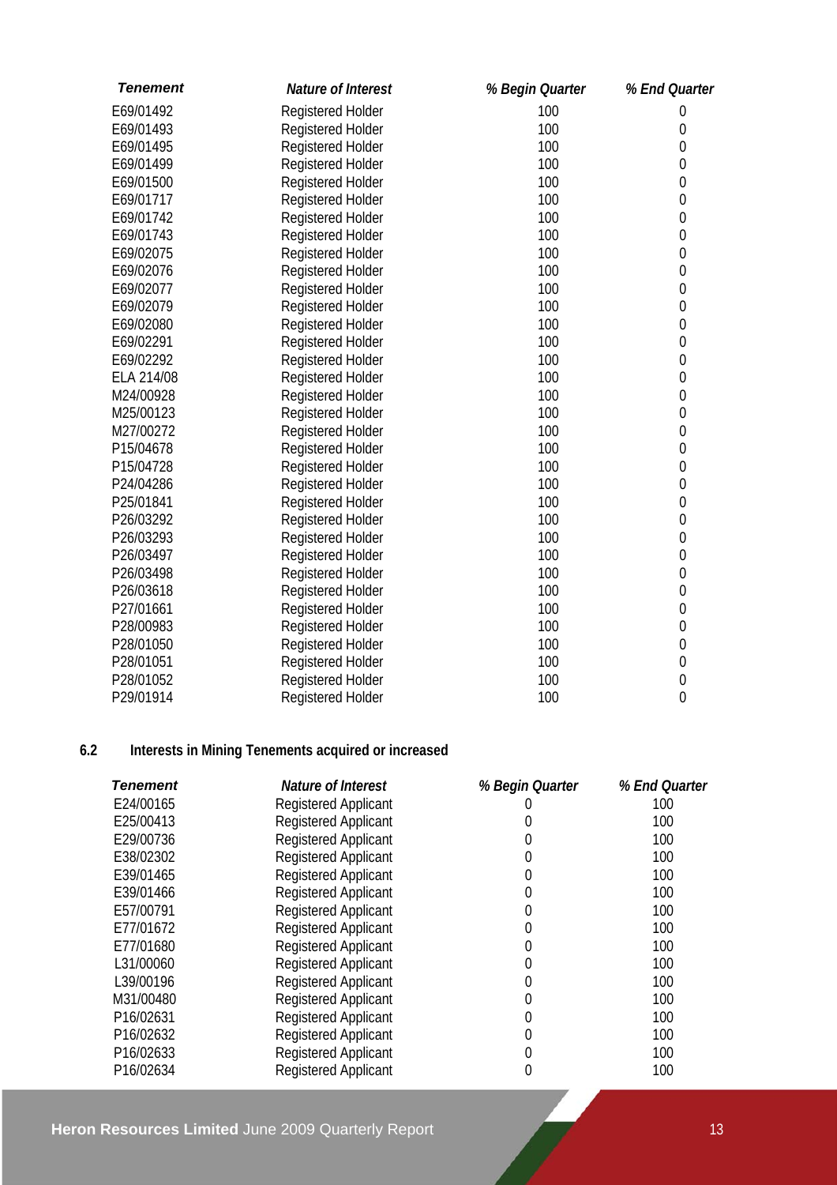| *Tenement* | *Nature of Interest* | *% Begin Quarter* | *% End Quarter* |
|---|---|---|---|
| E69/01492 | Registered Holder | 100 | 0 |
| E69/01493 | Registered Holder | 100 | 0 |
| E69/01495 | Registered Holder | 100 | 0 |
| E69/01499 | Registered Holder | 100 | 0 |
| E69/01500 | Registered Holder | 100 | 0 |
| E69/01717 | Registered Holder | 100 | 0 |
| E69/01742 | Registered Holder | 100 | 0 |
| E69/01743 | Registered Holder | 100 | 0 |
| E69/02075 | Registered Holder | 100 | 0 |
| E69/02076 | Registered Holder | 100 | 0 |
| E69/02077 | Registered Holder | 100 | 0 |
| E69/02079 | Registered Holder | 100 | 0 |
| E69/02080 | Registered Holder | 100 | 0 |
| E69/02291 | Registered Holder | 100 | 0 |
| E69/02292 | Registered Holder | 100 | 0 |
| ELA 214/08 | Registered Holder | 100 | 0 |
| M24/00928 | Registered Holder | 100 | 0 |
| M25/00123 | Registered Holder | 100 | 0 |
| M27/00272 | Registered Holder | 100 | 0 |
| P15/04678 | Registered Holder | 100 | 0 |
| P15/04728 | Registered Holder | 100 | 0 |
| P24/04286 | Registered Holder | 100 | 0 |
| P25/01841 | Registered Holder | 100 | 0 |
| P26/03292 | Registered Holder | 100 | 0 |
| P26/03293 | Registered Holder | 100 | 0 |
| P26/03497 | Registered Holder | 100 | 0 |
| P26/03498 | Registered Holder | 100 | 0 |
| P26/03618 | Registered Holder | 100 | 0 |
| P27/01661 | Registered Holder | 100 | 0 |
| P28/00983 | Registered Holder | 100 | 0 |
| P28/01050 | Registered Holder | 100 | 0 |
| P28/01051 | Registered Holder | 100 | 0 |
| P28/01052 | Registered Holder | 100 | 0 |
| P29/01914 | Registered Holder | 100 | 0 |

## 6.2 Interests in Mining Tenements acquired or increased

| *Tenement* | *Nature of Interest* | *% Begin Quarter* | *% End Quarter* |
|---|---|---|---|
| E24/00165 | Registered Applicant | 0 | 100 |
| E25/00413 | Registered Applicant | 0 | 100 |
| E29/00736 | Registered Applicant | 0 | 100 |
| E38/02302 | Registered Applicant | 0 | 100 |
| E39/01465 | Registered Applicant | 0 | 100 |
| E39/01466 | Registered Applicant | 0 | 100 |
| E57/00791 | Registered Applicant | 0 | 100 |
| E77/01672 | Registered Applicant | 0 | 100 |
| E77/01680 | Registered Applicant | 0 | 100 |
| L31/00060 | Registered Applicant | 0 | 100 |
| L39/00196 | Registered Applicant | 0 | 100 |
| M31/00480 | Registered Applicant | 0 | 100 |
| P16/02631 | Registered Applicant | 0 | 100 |
| P16/02632 | Registered Applicant | 0 | 100 |
| P16/02633 | Registered Applicant | 0 | 100 |
| P16/02634 | Registered Applicant | 0 | 100 |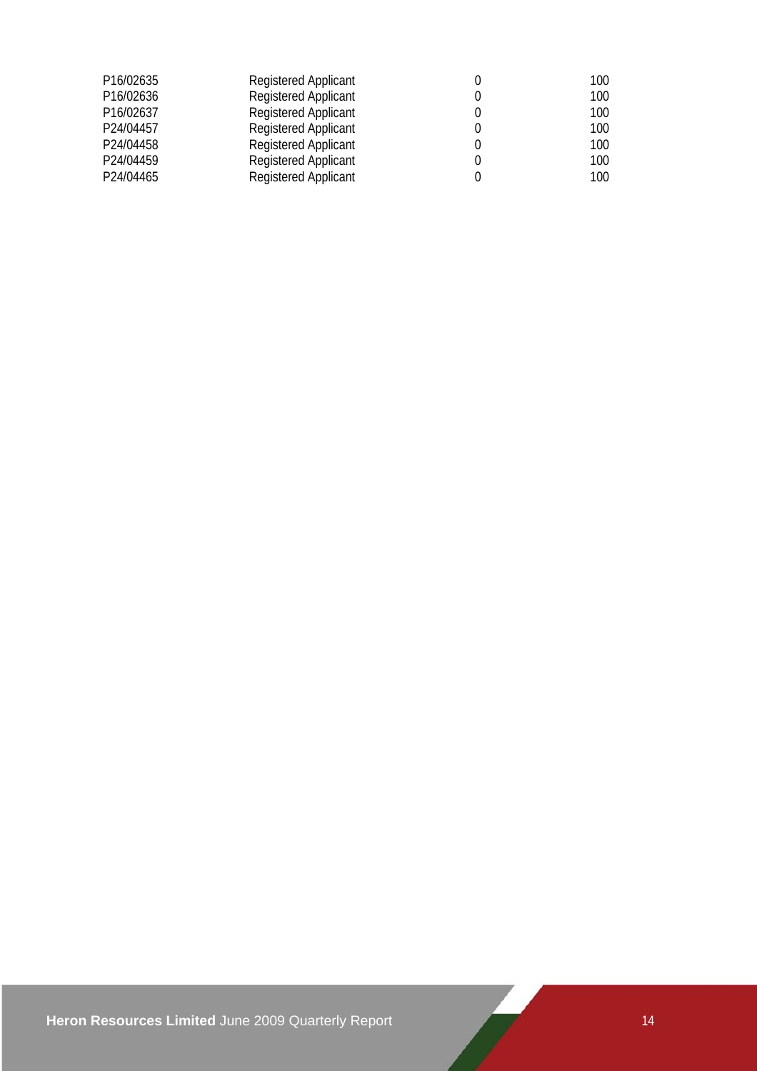| | | | |
|---|---|---|---|
| P16/02635 | Registered Applicant | 0 | 100 |
| P16/02636 | Registered Applicant | 0 | 100 |
| P16/02637 | Registered Applicant | 0 | 100 |
| P24/04457 | Registered Applicant | 0 | 100 |
| P24/04458 | Registered Applicant | 0 | 100 |
| P24/04459 | Registered Applicant | 0 | 100 |
| P24/04465 | Registered Applicant | 0 | 100 |